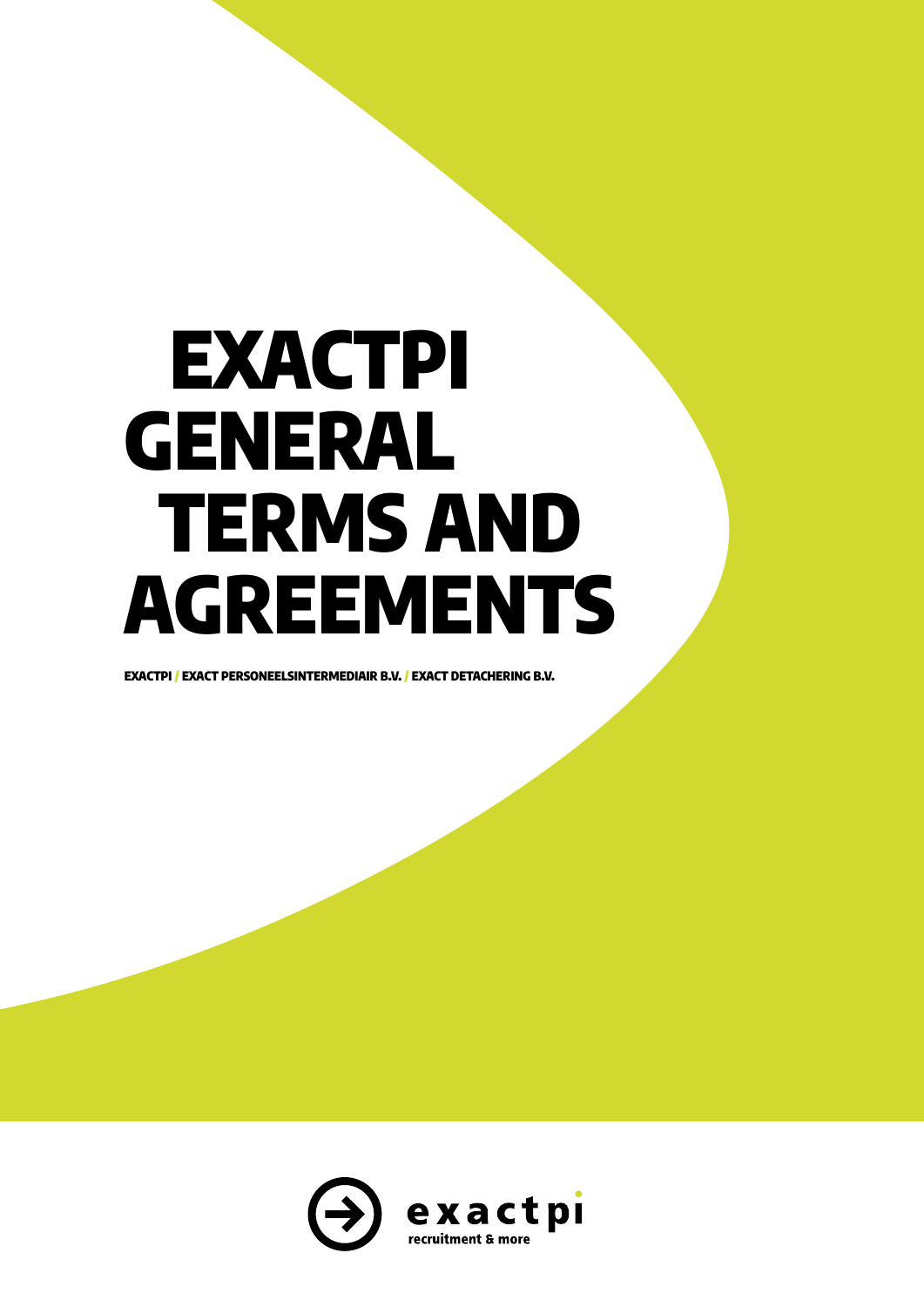# EXACTPI GENERAL TERMS AND AGREEMENTS

**EXACTPI / EXACT PERSONEELSINTERMEDIAIR B.V. / EXACT DETACHERING B.V.**

exactpi

recruitment & more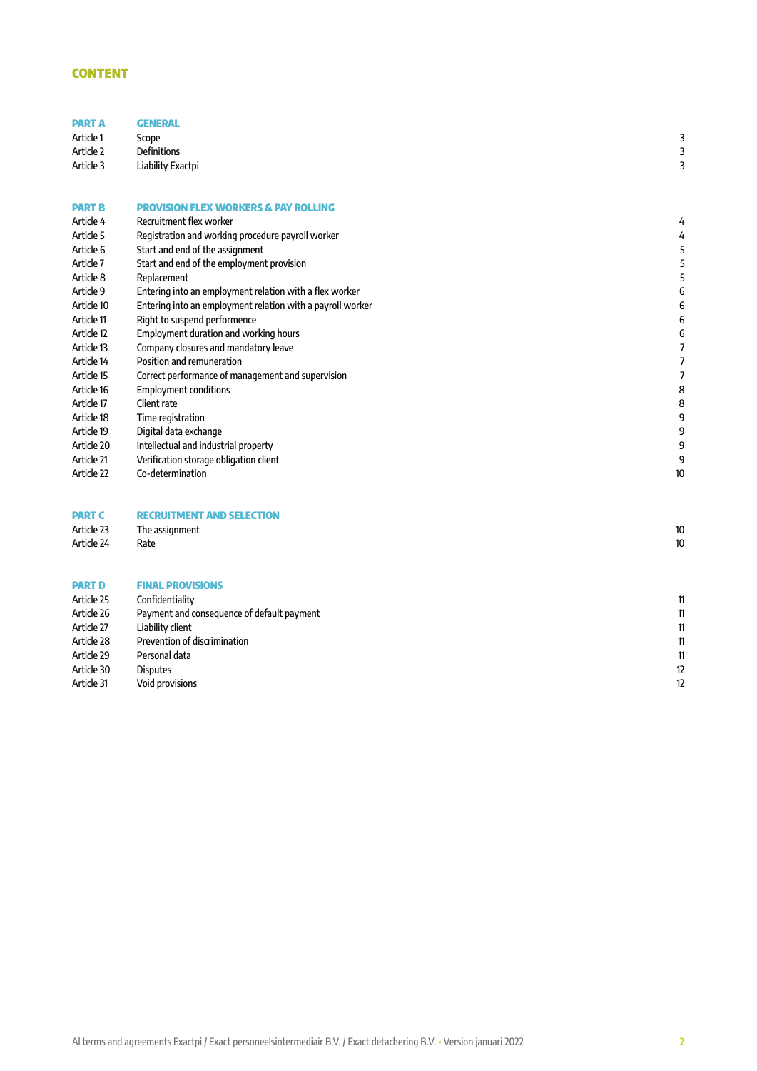# CONTENT

| | | |
|---|---|---|
| **PART A** | **GENERAL** | |
| Article 1 | Scope | 3 |
| Article 2 | Definitions | 3 |
| Article 3 | Liability Exactpi | 3 |
| | | |
| **PART B** | **PROVISION FLEX WORKERS & PAY ROLLING** | |
| Article 4 | Recruitment flex worker | 4 |
| Article 5 | Registration and working procedure payroll worker | 4 |
| Article 6 | Start and end of the assignment | 5 |
| Article 7 | Start and end of the employment provision | 5 |
| Article 8 | Replacement | 5 |
| Article 9 | Entering into an employment relation with a flex worker | 6 |
| Article 10 | Entering into an employment relation with a payroll worker | 6 |
| Article 11 | Right to suspend performence | 6 |
| Article 12 | Employment duration and working hours | 6 |
| Article 13 | Company closures and mandatory leave | 7 |
| Article 14 | Position and remuneration | 7 |
| Article 15 | Correct performance of management and supervision | 7 |
| Article 16 | Employment conditions | 8 |
| Article 17 | Client rate | 8 |
| Article 18 | Time registration | 9 |
| Article 19 | Digital data exchange | 9 |
| Article 20 | Intellectual and industrial property | 9 |
| Article 21 | Verification storage obligation client | 9 |
| Article 22 | Co-determination | 10 |
| | | |
| **PART C** | **RECRUITMENT AND SELECTION** | |
| Article 23 | The assignment | 10 |
| Article 24 | Rate | 10 |
| | | |
| **PART D** | **FINAL PROVISIONS** | |
| Article 25 | Confidentiality | 11 |
| Article 26 | Payment and consequence of default payment | 11 |
| Article 27 | Liability client | 11 |
| Article 28 | Prevention of discrimination | 11 |
| Article 29 | Personal data | 11 |
| Article 30 | Disputes | 12 |
| Article 31 | Void provisions | 12 |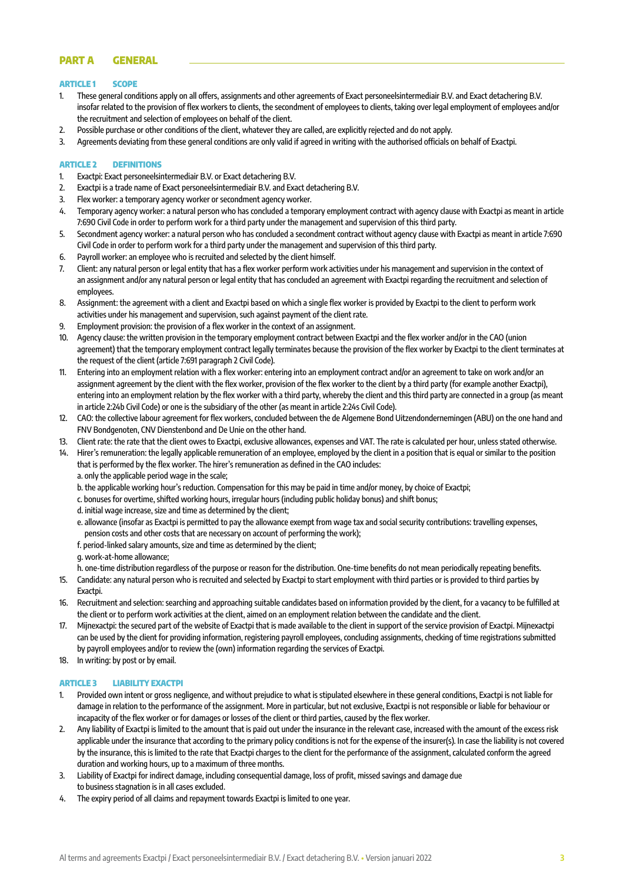# PART A GENERAL

## ARTICLE 1 SCOPE

1. These general conditions apply on all offers, assignments and other agreements of Exact personeelsintermediair B.V. and Exact detachering B.V. insofar related to the provision of flex workers to clients, the secondment of employees to clients, taking over legal employment of employees and/or the recruitment and selection of employees on behalf of the client.
2. Possible purchase or other conditions of the client, whatever they are called, are explicitly rejected and do not apply.
3. Agreements deviating from these general conditions are only valid if agreed in writing with the authorised officials on behalf of Exactpi.

## ARTICLE 2 DEFINITIONS

1. Exactpi: Exact personeelsintermediair B.V. or Exact detachering B.V.
2. Exactpi is a trade name of Exact personeelsintermediair B.V. and Exact detachering B.V.
3. Flex worker: a temporary agency worker or secondment agency worker.
4. Temporary agency worker: a natural person who has concluded a temporary employment contract with agency clause with Exactpi as meant in article 7:690 Civil Code in order to perform work for a third party under the management and supervision of this third party.
5. Secondment agency worker: a natural person who has concluded a secondment contract without agency clause with Exactpi as meant in article 7:690 Civil Code in order to perform work for a third party under the management and supervision of this third party.
6. Payroll worker: an employee who is recruited and selected by the client himself.
7. Client: any natural person or legal entity that has a flex worker perform work activities under his management and supervision in the context of an assignment and/or any natural person or legal entity that has concluded an agreement with Exactpi regarding the recruitment and selection of employees.
8. Assignment: the agreement with a client and Exactpi based on which a single flex worker is provided by Exactpi to the client to perform work activities under his management and supervision, such against payment of the client rate.
9. Employment provision: the provision of a flex worker in the context of an assignment.
10. Agency clause: the written provision in the temporary employment contract between Exactpi and the flex worker and/or in the CAO (union agreement) that the temporary employment contract legally terminates because the provision of the flex worker by Exactpi to the client terminates at the request of the client (article 7:691 paragraph 2 Civil Code).
11. Entering into an employment relation with a flex worker: entering into an employment contract and/or an agreement to take on work and/or an assignment agreement by the client with the flex worker, provision of the flex worker to the client by a third party (for example another Exactpi), entering into an employment relation by the flex worker with a third party, whereby the client and this third party are connected in a group (as meant in article 2:24b Civil Code) or one is the subsidiary of the other (as meant in article 2:24s Civil Code).
12. CAO: the collective labour agreement for flex workers, concluded between the de Algemene Bond Uitzendondernemingen (ABU) on the one hand and FNV Bondgenoten, CNV Dienstenbond and De Unie on the other hand.
13. Client rate: the rate that the client owes to Exactpi, exclusive allowances, expenses and VAT. The rate is calculated per hour, unless stated otherwise.
14. Hirer's remuneration: the legally applicable remuneration of an employee, employed by the client in a position that is equal or similar to the position that is performed by the flex worker. The hirer's remuneration as defined in the CAO includes:
    a. only the applicable period wage in the scale;
    b. the applicable working hour's reduction. Compensation for this may be paid in time and/or money, by choice of Exactpi;
    c. bonuses for overtime, shifted working hours, irregular hours (including public holiday bonus) and shift bonus;
    d. initial wage increase, size and time as determined by the client;
    e. allowance (insofar as Exactpi is permitted to pay the allowance exempt from wage tax and social security contributions: travelling expenses, pension costs and other costs that are necessary on account of performing the work);
    f. period-linked salary amounts, size and time as determined by the client;
    g. work-at-home allowance;
    h. one-time distribution regardless of the purpose or reason for the distribution. One-time benefits do not mean periodically repeating benefits.
15. Candidate: any natural person who is recruited and selected by Exactpi to start employment with third parties or is provided to third parties by Exactpi.
16. Recruitment and selection: searching and approaching suitable candidates based on information provided by the client, for a vacancy to be fulfilled at the client or to perform work activities at the client, aimed on an employment relation between the candidate and the client.
17. Mijnexactpi: the secured part of the website of Exactpi that is made available to the client in support of the service provision of Exactpi. Mijnexactpi can be used by the client for providing information, registering payroll employees, concluding assignments, checking of time registrations submitted by payroll employees and/or to review the (own) information regarding the services of Exactpi.
18. In writing: by post or by email.

## ARTICLE 3 LIABILITY EXACTPI

1. Provided own intent or gross negligence, and without prejudice to what is stipulated elsewhere in these general conditions, Exactpi is not liable for damage in relation to the performance of the assignment. More in particular, but not exclusive, Exactpi is not responsible or liable for behaviour or incapacity of the flex worker or for damages or losses of the client or third parties, caused by the flex worker.
2. Any liability of Exactpi is limited to the amount that is paid out under the insurance in the relevant case, increased with the amount of the excess risk applicable under the insurance that according to the primary policy conditions is not for the expense of the insurer(s). In case the liability is not covered by the insurance, this is limited to the rate that Exactpi charges to the client for the performance of the assignment, calculated conform the agreed duration and working hours, up to a maximum of three months.
3. Liability of Exactpi for indirect damage, including consequential damage, loss of profit, missed savings and damage due to business stagnation is in all cases excluded.
4. The expiry period of all claims and repayment towards Exactpi is limited to one year.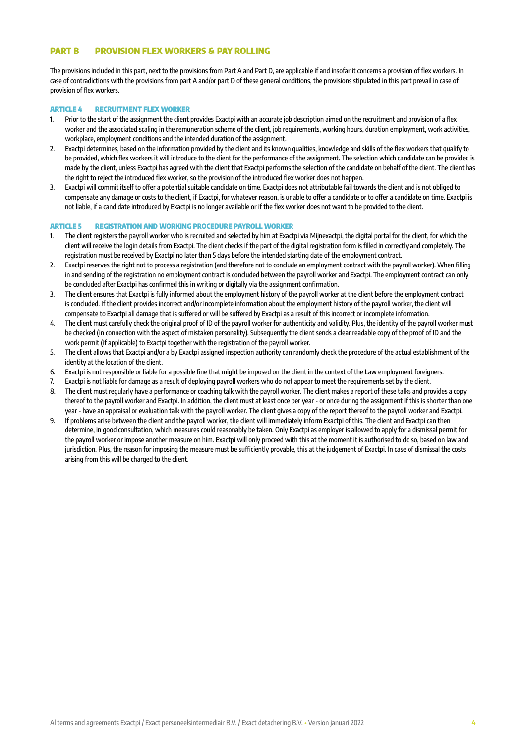## PART B PROVISION FLEX WORKERS & PAY ROLLING

The provisions included in this part, next to the provisions from Part A and Part D, are applicable if and insofar it concerns a provision of flex workers. In case of contradictions with the provisions from part A and/or part D of these general conditions, the provisions stipulated in this part prevail in case of provision of flex workers.

### ARTICLE 4 RECRUITMENT FLEX WORKER

1. Prior to the start of the assignment the client provides Exactpi with an accurate job description aimed on the recruitment and provision of a flex worker and the associated scaling in the remuneration scheme of the client, job requirements, working hours, duration employment, work activities, workplace, employment conditions and the intended duration of the assignment.
2. Exactpi determines, based on the information provided by the client and its known qualities, knowledge and skills of the flex workers that qualify to be provided, which flex workers it will introduce to the client for the performance of the assignment. The selection which candidate can be provided is made by the client, unless Exactpi has agreed with the client that Exactpi performs the selection of the candidate on behalf of the client. The client has the right to reject the introduced flex worker, so the provision of the introduced flex worker does not happen.
3. Exactpi will commit itself to offer a potential suitable candidate on time. Exactpi does not attributable fail towards the client and is not obliged to compensate any damage or costs to the client, if Exactpi, for whatever reason, is unable to offer a candidate or to offer a candidate on time. Exactpi is not liable, if a candidate introduced by Exactpi is no longer available or if the flex worker does not want to be provided to the client.

### ARTICLE 5 REGISTRATION AND WORKING PROCEDURE PAYROLL WORKER

1. The client registers the payroll worker who is recruited and selected by him at Exactpi via Mijnexactpi, the digital portal for the client, for which the client will receive the login details from Exactpi. The client checks if the part of the digital registration form is filled in correctly and completely. The registration must be received by Exactpi no later than 5 days before the intended starting date of the employment contract.
2. Exactpi reserves the right not to process a registration (and therefore not to conclude an employment contract with the payroll worker). When filling in and sending of the registration no employment contract is concluded between the payroll worker and Exactpi. The employment contract can only be concluded after Exactpi has confirmed this in writing or digitally via the assignment confirmation.
3. The client ensures that Exactpi is fully informed about the employment history of the payroll worker at the client before the employment contract is concluded. If the client provides incorrect and/or incomplete information about the employment history of the payroll worker, the client will compensate to Exactpi all damage that is suffered or will be suffered by Exactpi as a result of this incorrect or incomplete information.
4. The client must carefully check the original proof of ID of the payroll worker for authenticity and validity. Plus, the identity of the payroll worker must be checked (in connection with the aspect of mistaken personality). Subsequently the client sends a clear readable copy of the proof of ID and the work permit (if applicable) to Exactpi together with the registration of the payroll worker.
5. The client allows that Exactpi and/or a by Exactpi assigned inspection authority can randomly check the procedure of the actual establishment of the identity at the location of the client.
6. Exactpi is not responsible or liable for a possible fine that might be imposed on the client in the context of the Law employment foreigners.
7. Exactpi is not liable for damage as a result of deploying payroll workers who do not appear to meet the requirements set by the client.
8. The client must regularly have a performance or coaching talk with the payroll worker. The client makes a report of these talks and provides a copy thereof to the payroll worker and Exactpi. In addition, the client must at least once per year - or once during the assignment if this is shorter than one year - have an appraisal or evaluation talk with the payroll worker. The client gives a copy of the report thereof to the payroll worker and Exactpi.
9. If problems arise between the client and the payroll worker, the client will immediately inform Exactpi of this. The client and Exactpi can then determine, in good consultation, which measures could reasonably be taken. Only Exactpi as employer is allowed to apply for a dismissal permit for the payroll worker or impose another measure on him. Exactpi will only proceed with this at the moment it is authorised to do so, based on law and jurisdiction. Plus, the reason for imposing the measure must be sufficiently provable, this at the judgement of Exactpi. In case of dismissal the costs arising from this will be charged to the client.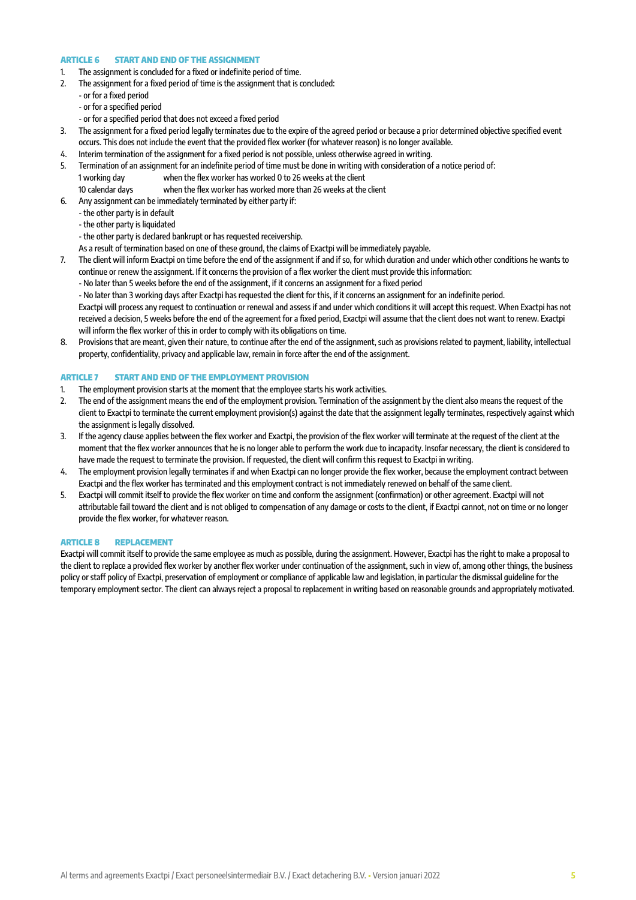## ARTICLE 6 START AND END OF THE ASSIGNMENT

1. The assignment is concluded for a fixed or indefinite period of time.
2. The assignment for a fixed period of time is the assignment that is concluded:
   - or for a fixed period
   - or for a specified period
   - or for a specified period that does not exceed a fixed period
3. The assignment for a fixed period legally terminates due to the expire of the agreed period or because a prior determined objective specified event occurs. This does not include the event that the provided flex worker (for whatever reason) is no longer available.
4. Interim termination of the assignment for a fixed period is not possible, unless otherwise agreed in writing.
5. Termination of an assignment for an indefinite period of time must be done in writing with consideration of a notice period of:
   1 working day when the flex worker has worked 0 to 26 weeks at the client
   10 calendar days when the flex worker has worked more than 26 weeks at the client
6. Any assignment can be immediately terminated by either party if:
   - the other party is in default
   - the other party is liquidated
   - the other party is declared bankrupt or has requested receivership.

   As a result of termination based on one of these ground, the claims of Exactpi will be immediately payable.
7. The client will inform Exactpi on time before the end of the assignment if and if so, for which duration and under which other conditions he wants to continue or renew the assignment. If it concerns the provision of a flex worker the client must provide this information:
   - No later than 5 weeks before the end of the assignment, if it concerns an assignment for a fixed period
   - No later than 3 working days after Exactpi has requested the client for this, if it concerns an assignment for an indefinite period.

   Exactpi will process any request to continuation or renewal and assess if and under which conditions it will accept this request. When Exactpi has not received a decision, 5 weeks before the end of the agreement for a fixed period, Exactpi will assume that the client does not want to renew. Exactpi will inform the flex worker of this in order to comply with its obligations on time.
8. Provisions that are meant, given their nature, to continue after the end of the assignment, such as provisions related to payment, liability, intellectual property, confidentiality, privacy and applicable law, remain in force after the end of the assignment.

## ARTICLE 7 START AND END OF THE EMPLOYMENT PROVISION

1. The employment provision starts at the moment that the employee starts his work activities.
2. The end of the assignment means the end of the employment provision. Termination of the assignment by the client also means the request of the client to Exactpi to terminate the current employment provision(s) against the date that the assignment legally terminates, respectively against which the assignment is legally dissolved.
3. If the agency clause applies between the flex worker and Exactpi, the provision of the flex worker will terminate at the request of the client at the moment that the flex worker announces that he is no longer able to perform the work due to incapacity. Insofar necessary, the client is considered to have made the request to terminate the provision. If requested, the client will confirm this request to Exactpi in writing.
4. The employment provision legally terminates if and when Exactpi can no longer provide the flex worker, because the employment contract between Exactpi and the flex worker has terminated and this employment contract is not immediately renewed on behalf of the same client.
5. Exactpi will commit itself to provide the flex worker on time and conform the assignment (confirmation) or other agreement. Exactpi will not attributable fail toward the client and is not obliged to compensation of any damage or costs to the client, if Exactpi cannot, not on time or no longer provide the flex worker, for whatever reason.

## ARTICLE 8 REPLACEMENT

Exactpi will commit itself to provide the same employee as much as possible, during the assignment. However, Exactpi has the right to make a proposal to the client to replace a provided flex worker by another flex worker under continuation of the assignment, such in view of, among other things, the business policy or staff policy of Exactpi, preservation of employment or compliance of applicable law and legislation, in particular the dismissal guideline for the temporary employment sector. The client can always reject a proposal to replacement in writing based on reasonable grounds and appropriately motivated.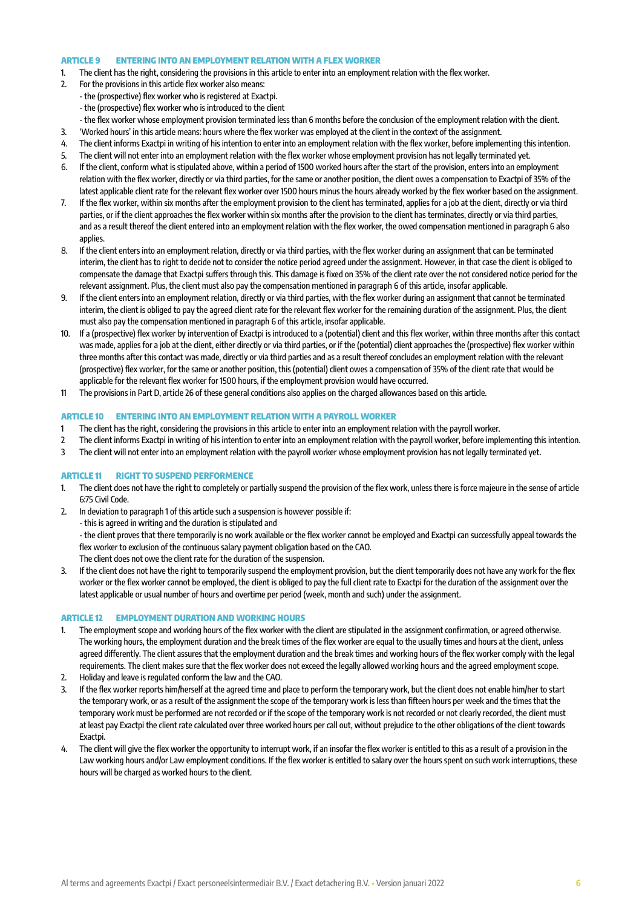## ARTICLE 9 ENTERING INTO AN EMPLOYMENT RELATION WITH A FLEX WORKER

1. The client has the right, considering the provisions in this article to enter into an employment relation with the flex worker.
2. For the provisions in this article flex worker also means:
   - the (prospective) flex worker who is registered at Exactpi.
   - the (prospective) flex worker who is introduced to the client
   - the flex worker whose employment provision terminated less than 6 months before the conclusion of the employment relation with the client.
3. 'Worked hours' in this article means: hours where the flex worker was employed at the client in the context of the assignment.
4. The client informs Exactpi in writing of his intention to enter into an employment relation with the flex worker, before implementing this intention.
5. The client will not enter into an employment relation with the flex worker whose employment provision has not legally terminated yet.
6. If the client, conform what is stipulated above, within a period of 1500 worked hours after the start of the provision, enters into an employment relation with the flex worker, directly or via third parties, for the same or another position, the client owes a compensation to Exactpi of 35% of the latest applicable client rate for the relevant flex worker over 1500 hours minus the hours already worked by the flex worker based on the assignment.
7. If the flex worker, within six months after the employment provision to the client has terminated, applies for a job at the client, directly or via third parties, or if the client approaches the flex worker within six months after the provision to the client has terminates, directly or via third parties, and as a result thereof the client entered into an employment relation with the flex worker, the owed compensation mentioned in paragraph 6 also applies.
8. If the client enters into an employment relation, directly or via third parties, with the flex worker during an assignment that can be terminated interim, the client has to right to decide not to consider the notice period agreed under the assignment. However, in that case the client is obliged to compensate the damage that Exactpi suffers through this. This damage is fixed on 35% of the client rate over the not considered notice period for the relevant assignment. Plus, the client must also pay the compensation mentioned in paragraph 6 of this article, insofar applicable.
9. If the client enters into an employment relation, directly or via third parties, with the flex worker during an assignment that cannot be terminated interim, the client is obliged to pay the agreed client rate for the relevant flex worker for the remaining duration of the assignment. Plus, the client must also pay the compensation mentioned in paragraph 6 of this article, insofar applicable.
10. If a (prospective) flex worker by intervention of Exactpi is introduced to a (potential) client and this flex worker, within three months after this contact was made, applies for a job at the client, either directly or via third parties, or if the (potential) client approaches the (prospective) flex worker within three months after this contact was made, directly or via third parties and as a result thereof concludes an employment relation with the relevant (prospective) flex worker, for the same or another position, this (potential) client owes a compensation of 35% of the client rate that would be applicable for the relevant flex worker for 1500 hours, if the employment provision would have occurred.
11. The provisions in Part D, article 26 of these general conditions also applies on the charged allowances based on this article.

## ARTICLE 10 ENTERING INTO AN EMPLOYMENT RELATION WITH A PAYROLL WORKER

1. The client has the right, considering the provisions in this article to enter into an employment relation with the payroll worker.
2. The client informs Exactpi in writing of his intention to enter into an employment relation with the payroll worker, before implementing this intention.
3. The client will not enter into an employment relation with the payroll worker whose employment provision has not legally terminated yet.

## ARTICLE 11 RIGHT TO SUSPEND PERFORMENCE

1. The client does not have the right to completely or partially suspend the provision of the flex work, unless there is force majeure in the sense of article 6:75 Civil Code.
2. In deviation to paragraph 1 of this article such a suspension is however possible if:
   - this is agreed in writing and the duration is stipulated and
   - the client proves that there temporarily is no work available or the flex worker cannot be employed and Exactpi can successfully appeal towards the flex worker to exclusion of the continuous salary payment obligation based on the CAO.

   The client does not owe the client rate for the duration of the suspension.
3. If the client does not have the right to temporarily suspend the employment provision, but the client temporarily does not have any work for the flex worker or the flex worker cannot be employed, the client is obliged to pay the full client rate to Exactpi for the duration of the assignment over the latest applicable or usual number of hours and overtime per period (week, month and such) under the assignment.

## ARTICLE 12 EMPLOYMENT DURATION AND WORKING HOURS

1. The employment scope and working hours of the flex worker with the client are stipulated in the assignment confirmation, or agreed otherwise. The working hours, the employment duration and the break times of the flex worker are equal to the usually times and hours at the client, unless agreed differently. The client assures that the employment duration and the break times and working hours of the flex worker comply with the legal requirements. The client makes sure that the flex worker does not exceed the legally allowed working hours and the agreed employment scope.
2. Holiday and leave is regulated conform the law and the CAO.
3. If the flex worker reports him/herself at the agreed time and place to perform the temporary work, but the client does not enable him/her to start the temporary work, or as a result of the assignment the scope of the temporary work is less than fifteen hours per week and the times that the temporary work must be performed are not recorded or if the scope of the temporary work is not recorded or not clearly recorded, the client must at least pay Exactpi the client rate calculated over three worked hours per call out, without prejudice to the other obligations of the client towards Exactpi.
4. The client will give the flex worker the opportunity to interrupt work, if an insofar the flex worker is entitled to this as a result of a provision in the Law working hours and/or Law employment conditions. If the flex worker is entitled to salary over the hours spent on such work interruptions, these hours will be charged as worked hours to the client.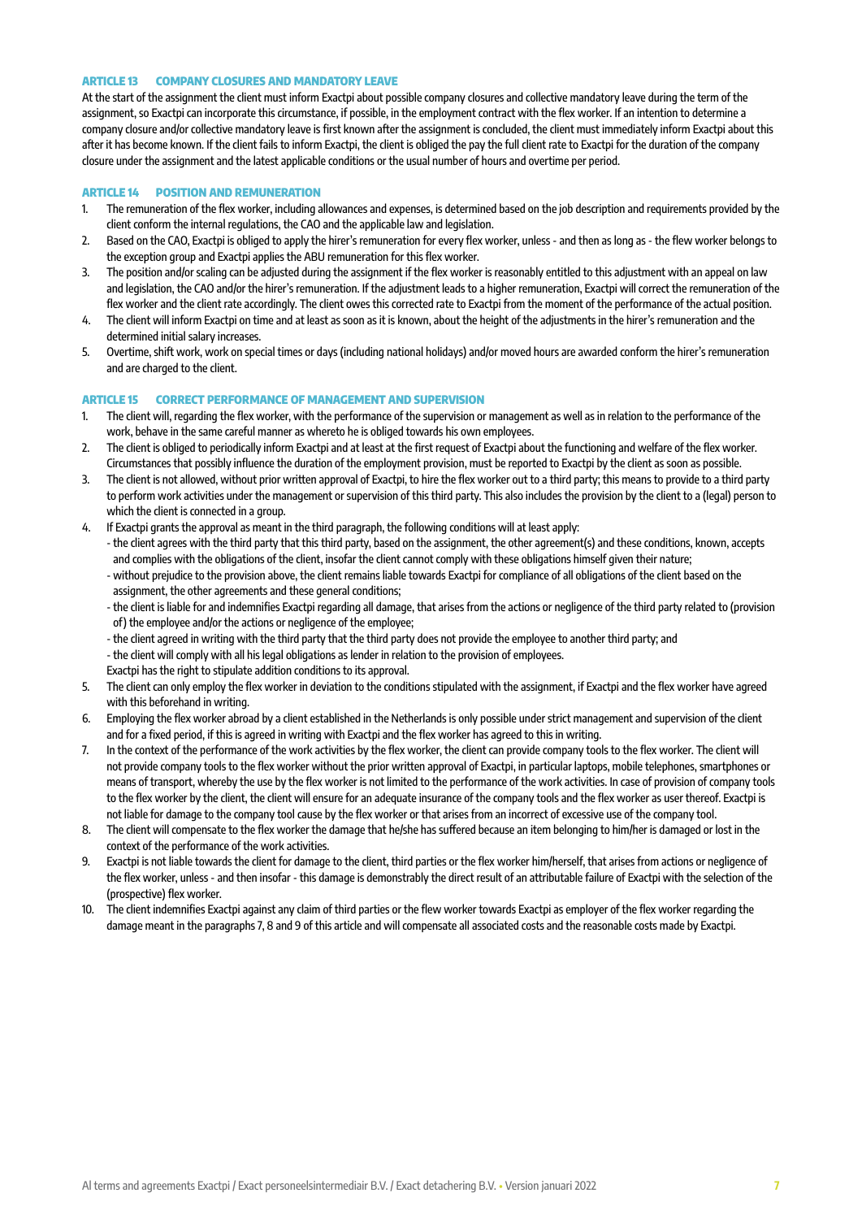## ARTICLE 13 COMPANY CLOSURES AND MANDATORY LEAVE

At the start of the assignment the client must inform Exactpi about possible company closures and collective mandatory leave during the term of the assignment, so Exactpi can incorporate this circumstance, if possible, in the employment contract with the flex worker. If an intention to determine a company closure and/or collective mandatory leave is first known after the assignment is concluded, the client must immediately inform Exactpi about this after it has become known. If the client fails to inform Exactpi, the client is obliged the pay the full client rate to Exactpi for the duration of the company closure under the assignment and the latest applicable conditions or the usual number of hours and overtime per period.

## ARTICLE 14 POSITION AND REMUNERATION

1. The remuneration of the flex worker, including allowances and expenses, is determined based on the job description and requirements provided by the client conform the internal regulations, the CAO and the applicable law and legislation.
2. Based on the CAO, Exactpi is obliged to apply the hirer's remuneration for every flex worker, unless - and then as long as - the flew worker belongs to the exception group and Exactpi applies the ABU remuneration for this flex worker.
3. The position and/or scaling can be adjusted during the assignment if the flex worker is reasonably entitled to this adjustment with an appeal on law and legislation, the CAO and/or the hirer's remuneration. If the adjustment leads to a higher remuneration, Exactpi will correct the remuneration of the flex worker and the client rate accordingly. The client owes this corrected rate to Exactpi from the moment of the performance of the actual position.
4. The client will inform Exactpi on time and at least as soon as it is known, about the height of the adjustments in the hirer's remuneration and the determined initial salary increases.
5. Overtime, shift work, work on special times or days (including national holidays) and/or moved hours are awarded conform the hirer's remuneration and are charged to the client.

## ARTICLE 15 CORRECT PERFORMANCE OF MANAGEMENT AND SUPERVISION

1. The client will, regarding the flex worker, with the performance of the supervision or management as well as in relation to the performance of the work, behave in the same careful manner as whereto he is obliged towards his own employees.
2. The client is obliged to periodically inform Exactpi and at least at the first request of Exactpi about the functioning and welfare of the flex worker. Circumstances that possibly influence the duration of the employment provision, must be reported to Exactpi by the client as soon as possible.
3. The client is not allowed, without prior written approval of Exactpi, to hire the flex worker out to a third party; this means to provide to a third party to perform work activities under the management or supervision of this third party. This also includes the provision by the client to a (legal) person to which the client is connected in a group.
4. If Exactpi grants the approval as meant in the third paragraph, the following conditions will at least apply:
   - the client agrees with the third party that this third party, based on the assignment, the other agreement(s) and these conditions, known, accepts and complies with the obligations of the client, insofar the client cannot comply with these obligations himself given their nature;
   - without prejudice to the provision above, the client remains liable towards Exactpi for compliance of all obligations of the client based on the assignment, the other agreements and these general conditions;
   - the client is liable for and indemnifies Exactpi regarding all damage, that arises from the actions or negligence of the third party related to (provision of) the employee and/or the actions or negligence of the employee;
   - the client agreed in writing with the third party that the third party does not provide the employee to another third party; and
   - the client will comply with all his legal obligations as lender in relation to the provision of employees.

   Exactpi has the right to stipulate addition conditions to its approval.
5. The client can only employ the flex worker in deviation to the conditions stipulated with the assignment, if Exactpi and the flex worker have agreed with this beforehand in writing.
6. Employing the flex worker abroad by a client established in the Netherlands is only possible under strict management and supervision of the client and for a fixed period, if this is agreed in writing with Exactpi and the flex worker has agreed to this in writing.
7. In the context of the performance of the work activities by the flex worker, the client can provide company tools to the flex worker. The client will not provide company tools to the flex worker without the prior written approval of Exactpi, in particular laptops, mobile telephones, smartphones or means of transport, whereby the use by the flex worker is not limited to the performance of the work activities. In case of provision of company tools to the flex worker by the client, the client will ensure for an adequate insurance of the company tools and the flex worker as user thereof. Exactpi is not liable for damage to the company tool cause by the flex worker or that arises from an incorrect of excessive use of the company tool.
8. The client will compensate to the flex worker the damage that he/she has suffered because an item belonging to him/her is damaged or lost in the context of the performance of the work activities.
9. Exactpi is not liable towards the client for damage to the client, third parties or the flex worker him/herself, that arises from actions or negligence of the flex worker, unless - and then insofar - this damage is demonstrably the direct result of an attributable failure of Exactpi with the selection of the (prospective) flex worker.
10. The client indemnifies Exactpi against any claim of third parties or the flew worker towards Exactpi as employer of the flex worker regarding the damage meant in the paragraphs 7, 8 and 9 of this article and will compensate all associated costs and the reasonable costs made by Exactpi.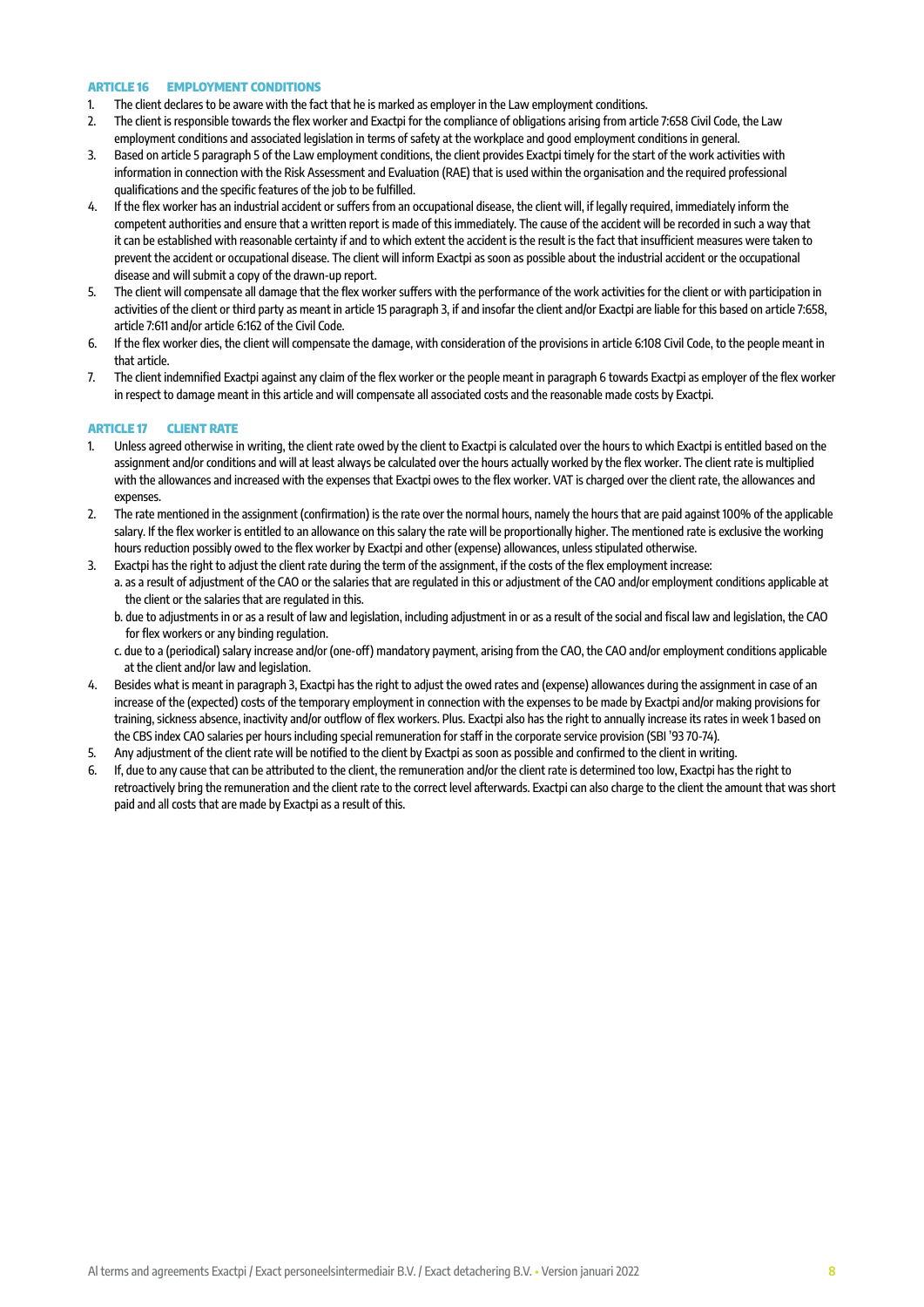## ARTICLE 16 EMPLOYMENT CONDITIONS

1. The client declares to be aware with the fact that he is marked as employer in the Law employment conditions.
2. The client is responsible towards the flex worker and Exactpi for the compliance of obligations arising from article 7:658 Civil Code, the Law employment conditions and associated legislation in terms of safety at the workplace and good employment conditions in general.
3. Based on article 5 paragraph 5 of the Law employment conditions, the client provides Exactpi timely for the start of the work activities with information in connection with the Risk Assessment and Evaluation (RAE) that is used within the organisation and the required professional qualifications and the specific features of the job to be fulfilled.
4. If the flex worker has an industrial accident or suffers from an occupational disease, the client will, if legally required, immediately inform the competent authorities and ensure that a written report is made of this immediately. The cause of the accident will be recorded in such a way that it can be established with reasonable certainty if and to which extent the accident is the result is the fact that insufficient measures were taken to prevent the accident or occupational disease. The client will inform Exactpi as soon as possible about the industrial accident or the occupational disease and will submit a copy of the drawn-up report.
5. The client will compensate all damage that the flex worker suffers with the performance of the work activities for the client or with participation in activities of the client or third party as meant in article 15 paragraph 3, if and insofar the client and/or Exactpi are liable for this based on article 7:658, article 7:611 and/or article 6:162 of the Civil Code.
6. If the flex worker dies, the client will compensate the damage, with consideration of the provisions in article 6:108 Civil Code, to the people meant in that article.
7. The client indemnified Exactpi against any claim of the flex worker or the people meant in paragraph 6 towards Exactpi as employer of the flex worker in respect to damage meant in this article and will compensate all associated costs and the reasonable made costs by Exactpi.

## ARTICLE 17 CLIENT RATE

1. Unless agreed otherwise in writing, the client rate owed by the client to Exactpi is calculated over the hours to which Exactpi is entitled based on the assignment and/or conditions and will at least always be calculated over the hours actually worked by the flex worker. The client rate is multiplied with the allowances and increased with the expenses that Exactpi owes to the flex worker. VAT is charged over the client rate, the allowances and expenses.
2. The rate mentioned in the assignment (confirmation) is the rate over the normal hours, namely the hours that are paid against 100% of the applicable salary. If the flex worker is entitled to an allowance on this salary the rate will be proportionally higher. The mentioned rate is exclusive the working hours reduction possibly owed to the flex worker by Exactpi and other (expense) allowances, unless stipulated otherwise.
3. Exactpi has the right to adjust the client rate during the term of the assignment, if the costs of the flex employment increase:
   a. as a result of adjustment of the CAO or the salaries that are regulated in this or adjustment of the CAO and/or employment conditions applicable at the client or the salaries that are regulated in this.
   b. due to adjustments in or as a result of law and legislation, including adjustment in or as a result of the social and fiscal law and legislation, the CAO for flex workers or any binding regulation.
   c. due to a (periodical) salary increase and/or (one-off) mandatory payment, arising from the CAO, the CAO and/or employment conditions applicable at the client and/or law and legislation.
4. Besides what is meant in paragraph 3, Exactpi has the right to adjust the owed rates and (expense) allowances during the assignment in case of an increase of the (expected) costs of the temporary employment in connection with the expenses to be made by Exactpi and/or making provisions for training, sickness absence, inactivity and/or outflow of flex workers. Plus. Exactpi also has the right to annually increase its rates in week 1 based on the CBS index CAO salaries per hours including special remuneration for staff in the corporate service provision (SBI '93 70-74).
5. Any adjustment of the client rate will be notified to the client by Exactpi as soon as possible and confirmed to the client in writing.
6. If, due to any cause that can be attributed to the client, the remuneration and/or the client rate is determined too low, Exactpi has the right to retroactively bring the remuneration and the client rate to the correct level afterwards. Exactpi can also charge to the client the amount that was short paid and all costs that are made by Exactpi as a result of this.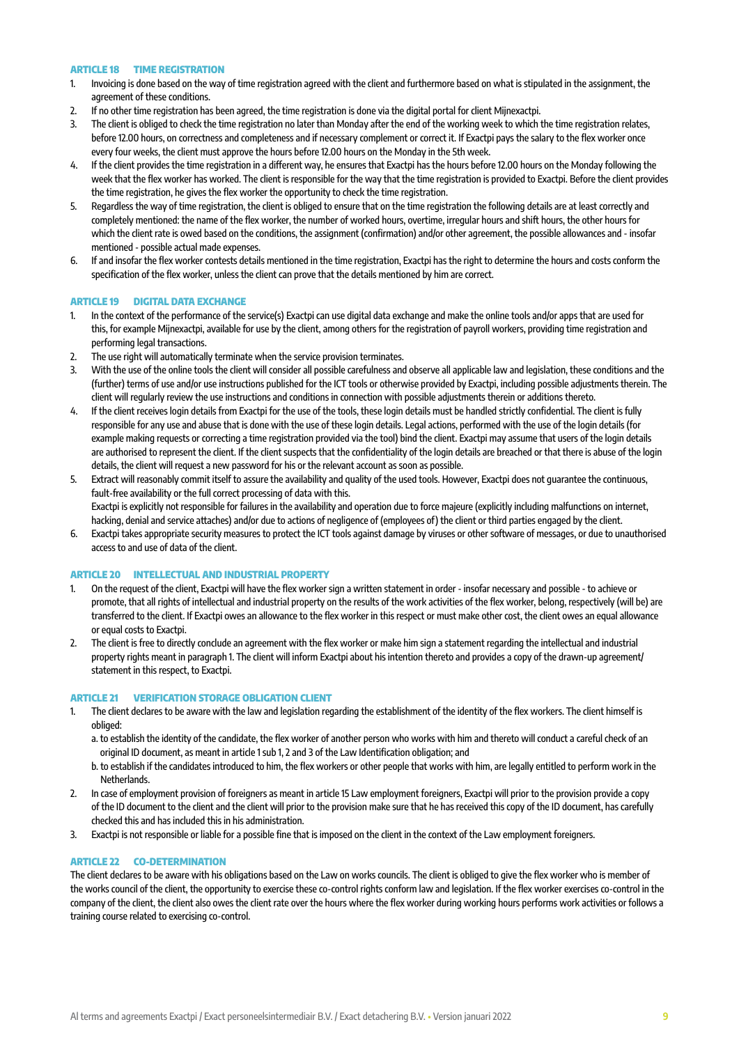## ARTICLE 18 TIME REGISTRATION

1. Invoicing is done based on the way of time registration agreed with the client and furthermore based on what is stipulated in the assignment, the agreement of these conditions.
2. If no other time registration has been agreed, the time registration is done via the digital portal for client Mijnexactpi.
3. The client is obliged to check the time registration no later than Monday after the end of the working week to which the time registration relates, before 12.00 hours, on correctness and completeness and if necessary complement or correct it. If Exactpi pays the salary to the flex worker once every four weeks, the client must approve the hours before 12.00 hours on the Monday in the 5th week.
4. If the client provides the time registration in a different way, he ensures that Exactpi has the hours before 12.00 hours on the Monday following the week that the flex worker has worked. The client is responsible for the way that the time registration is provided to Exactpi. Before the client provides the time registration, he gives the flex worker the opportunity to check the time registration.
5. Regardless the way of time registration, the client is obliged to ensure that on the time registration the following details are at least correctly and completely mentioned: the name of the flex worker, the number of worked hours, overtime, irregular hours and shift hours, the other hours for which the client rate is owed based on the conditions, the assignment (confirmation) and/or other agreement, the possible allowances and - insofar mentioned - possible actual made expenses.
6. If and insofar the flex worker contests details mentioned in the time registration, Exactpi has the right to determine the hours and costs conform the specification of the flex worker, unless the client can prove that the details mentioned by him are correct.

## ARTICLE 19 DIGITAL DATA EXCHANGE

1. In the context of the performance of the service(s) Exactpi can use digital data exchange and make the online tools and/or apps that are used for this, for example Mijnexactpi, available for use by the client, among others for the registration of payroll workers, providing time registration and performing legal transactions.
2. The use right will automatically terminate when the service provision terminates.
3. With the use of the online tools the client will consider all possible carefulness and observe all applicable law and legislation, these conditions and the (further) terms of use and/or use instructions published for the ICT tools or otherwise provided by Exactpi, including possible adjustments therein. The client will regularly review the use instructions and conditions in connection with possible adjustments therein or additions thereto.
4. If the client receives login details from Exactpi for the use of the tools, these login details must be handled strictly confidential. The client is fully responsible for any use and abuse that is done with the use of these login details. Legal actions, performed with the use of the login details (for example making requests or correcting a time registration provided via the tool) bind the client. Exactpi may assume that users of the login details are authorised to represent the client. If the client suspects that the confidentiality of the login details are breached or that there is abuse of the login details, the client will request a new password for his or the relevant account as soon as possible.
5. Extract will reasonably commit itself to assure the availability and quality of the used tools. However, Exactpi does not guarantee the continuous, fault-free availability or the full correct processing of data with this.
   Exactpi is explicitly not responsible for failures in the availability and operation due to force majeure (explicitly including malfunctions on internet, hacking, denial and service attaches) and/or due to actions of negligence of (employees of) the client or third parties engaged by the client.
6. Exactpi takes appropriate security measures to protect the ICT tools against damage by viruses or other software of messages, or due to unauthorised access to and use of data of the client.

## ARTICLE 20 INTELLECTUAL AND INDUSTRIAL PROPERTY

1. On the request of the client, Exactpi will have the flex worker sign a written statement in order - insofar necessary and possible - to achieve or promote, that all rights of intellectual and industrial property on the results of the work activities of the flex worker, belong, respectively (will be) are transferred to the client. If Exactpi owes an allowance to the flex worker in this respect or must make other cost, the client owes an equal allowance or equal costs to Exactpi.
2. The client is free to directly conclude an agreement with the flex worker or make him sign a statement regarding the intellectual and industrial property rights meant in paragraph 1. The client will inform Exactpi about his intention thereto and provides a copy of the drawn-up agreement/ statement in this respect, to Exactpi.

## ARTICLE 21 VERIFICATION STORAGE OBLIGATION CLIENT

1. The client declares to be aware with the law and legislation regarding the establishment of the identity of the flex workers. The client himself is obliged:
   a. to establish the identity of the candidate, the flex worker of another person who works with him and thereto will conduct a careful check of an original ID document, as meant in article 1 sub 1, 2 and 3 of the Law Identification obligation; and
   b. to establish if the candidates introduced to him, the flex workers or other people that works with him, are legally entitled to perform work in the Netherlands.
2. In case of employment provision of foreigners as meant in article 15 Law employment foreigners, Exactpi will prior to the provision provide a copy of the ID document to the client and the client will prior to the provision make sure that he has received this copy of the ID document, has carefully checked this and has included this in his administration.
3. Exactpi is not responsible or liable for a possible fine that is imposed on the client in the context of the Law employment foreigners.

## ARTICLE 22 CO-DETERMINATION

The client declares to be aware with his obligations based on the Law on works councils. The client is obliged to give the flex worker who is member of the works council of the client, the opportunity to exercise these co-control rights conform law and legislation. If the flex worker exercises co-control in the company of the client, the client also owes the client rate over the hours where the flex worker during working hours performs work activities or follows a training course related to exercising co-control.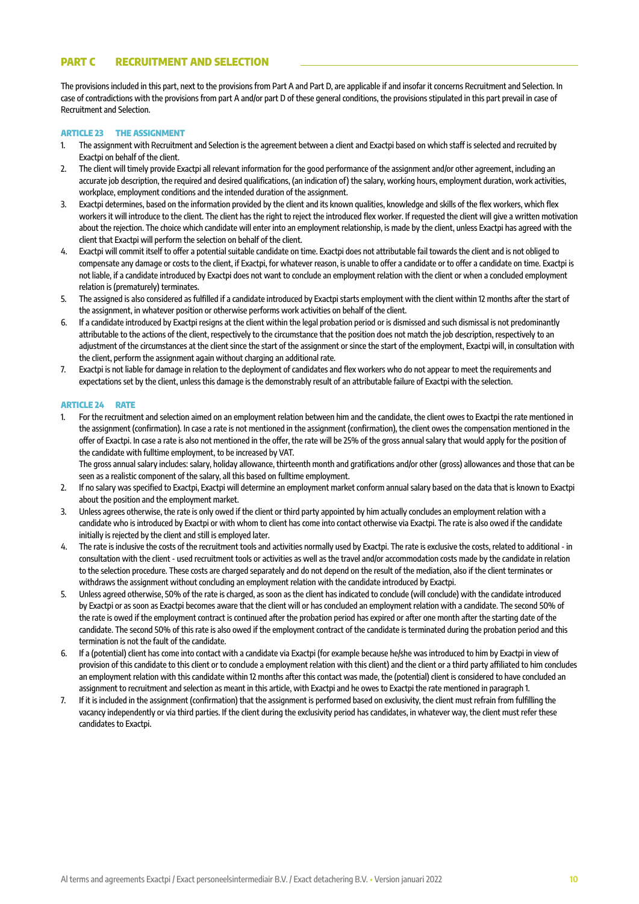## PART C RECRUITMENT AND SELECTION

The provisions included in this part, next to the provisions from Part A and Part D, are applicable if and insofar it concerns Recruitment and Selection. In case of contradictions with the provisions from part A and/or part D of these general conditions, the provisions stipulated in this part prevail in case of Recruitment and Selection.

### ARTICLE 23 THE ASSIGNMENT

1. The assignment with Recruitment and Selection is the agreement between a client and Exactpi based on which staff is selected and recruited by Exactpi on behalf of the client.
2. The client will timely provide Exactpi all relevant information for the good performance of the assignment and/or other agreement, including an accurate job description, the required and desired qualifications, (an indication of) the salary, working hours, employment duration, work activities, workplace, employment conditions and the intended duration of the assignment.
3. Exactpi determines, based on the information provided by the client and its known qualities, knowledge and skills of the flex workers, which flex workers it will introduce to the client. The client has the right to reject the introduced flex worker. If requested the client will give a written motivation about the rejection. The choice which candidate will enter into an employment relationship, is made by the client, unless Exactpi has agreed with the client that Exactpi will perform the selection on behalf of the client.
4. Exactpi will commit itself to offer a potential suitable candidate on time. Exactpi does not attributable fail towards the client and is not obliged to compensate any damage or costs to the client, if Exactpi, for whatever reason, is unable to offer a candidate or to offer a candidate on time. Exactpi is not liable, if a candidate introduced by Exactpi does not want to conclude an employment relation with the client or when a concluded employment relation is (prematurely) terminates.
5. The assigned is also considered as fulfilled if a candidate introduced by Exactpi starts employment with the client within 12 months after the start of the assignment, in whatever position or otherwise performs work activities on behalf of the client.
6. If a candidate introduced by Exactpi resigns at the client within the legal probation period or is dismissed and such dismissal is not predominantly attributable to the actions of the client, respectively to the circumstance that the position does not match the job description, respectively to an adjustment of the circumstances at the client since the start of the assignment or since the start of the employment, Exactpi will, in consultation with the client, perform the assignment again without charging an additional rate.
7. Exactpi is not liable for damage in relation to the deployment of candidates and flex workers who do not appear to meet the requirements and expectations set by the client, unless this damage is the demonstrably result of an attributable failure of Exactpi with the selection.

### ARTICLE 24 RATE

1. For the recruitment and selection aimed on an employment relation between him and the candidate, the client owes to Exactpi the rate mentioned in the assignment (confirmation). In case a rate is not mentioned in the assignment (confirmation), the client owes the compensation mentioned in the offer of Exactpi. In case a rate is also not mentioned in the offer, the rate will be 25% of the gross annual salary that would apply for the position of the candidate with fulltime employment, to be increased by VAT.
   The gross annual salary includes: salary, holiday allowance, thirteenth month and gratifications and/or other (gross) allowances and those that can be seen as a realistic component of the salary, all this based on fulltime employment.
2. If no salary was specified to Exactpi, Exactpi will determine an employment market conform annual salary based on the data that is known to Exactpi about the position and the employment market.
3. Unless agrees otherwise, the rate is only owed if the client or third party appointed by him actually concludes an employment relation with a candidate who is introduced by Exactpi or with whom to client has come into contact otherwise via Exactpi. The rate is also owed if the candidate initially is rejected by the client and still is employed later.
4. The rate is inclusive the costs of the recruitment tools and activities normally used by Exactpi. The rate is exclusive the costs, related to additional - in consultation with the client - used recruitment tools or activities as well as the travel and/or accommodation costs made by the candidate in relation to the selection procedure. These costs are charged separately and do not depend on the result of the mediation, also if the client terminates or withdraws the assignment without concluding an employment relation with the candidate introduced by Exactpi.
5. Unless agreed otherwise, 50% of the rate is charged, as soon as the client has indicated to conclude (will conclude) with the candidate introduced by Exactpi or as soon as Exactpi becomes aware that the client will or has concluded an employment relation with a candidate. The second 50% of the rate is owed if the employment contract is continued after the probation period has expired or after one month after the starting date of the candidate. The second 50% of this rate is also owed if the employment contract of the candidate is terminated during the probation period and this termination is not the fault of the candidate.
6. If a (potential) client has come into contact with a candidate via Exactpi (for example because he/she was introduced to him by Exactpi in view of provision of this candidate to this client or to conclude a employment relation with this client) and the client or a third party affiliated to him concludes an employment relation with this candidate within 12 months after this contact was made, the (potential) client is considered to have concluded an assignment to recruitment and selection as meant in this article, with Exactpi and he owes to Exactpi the rate mentioned in paragraph 1.
7. If it is included in the assignment (confirmation) that the assignment is performed based on exclusivity, the client must refrain from fulfilling the vacancy independently or via third parties. If the client during the exclusivity period has candidates, in whatever way, the client must refer these candidates to Exactpi.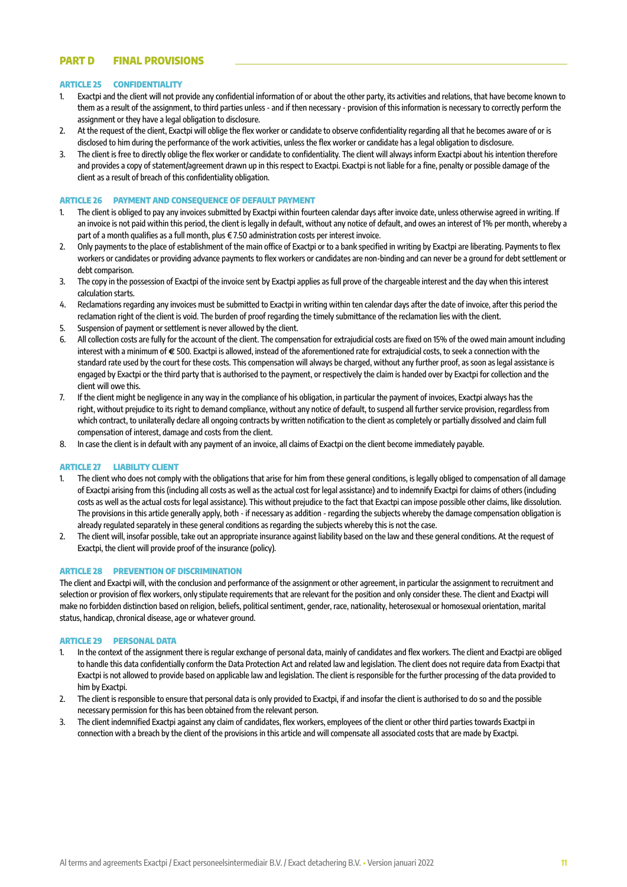## PART D FINAL PROVISIONS

### ARTICLE 25 CONFIDENTIALITY

1. Exactpi and the client will not provide any confidential information of or about the other party, its activities and relations, that have become known to them as a result of the assignment, to third parties unless - and if then necessary - provision of this information is necessary to correctly perform the assignment or they have a legal obligation to disclosure.
2. At the request of the client, Exactpi will oblige the flex worker or candidate to observe confidentiality regarding all that he becomes aware of or is disclosed to him during the performance of the work activities, unless the flex worker or candidate has a legal obligation to disclosure.
3. The client is free to directly oblige the flex worker or candidate to confidentiality. The client will always inform Exactpi about his intention therefore and provides a copy of statement/agreement drawn up in this respect to Exactpi. Exactpi is not liable for a fine, penalty or possible damage of the client as a result of breach of this confidentiality obligation.

### ARTICLE 26 PAYMENT AND CONSEQUENCE OF DEFAULT PAYMENT

1. The client is obliged to pay any invoices submitted by Exactpi within fourteen calendar days after invoice date, unless otherwise agreed in writing. If an invoice is not paid within this period, the client is legally in default, without any notice of default, and owes an interest of 1% per month, whereby a part of a month qualifies as a full month, plus € 7.50 administration costs per interest invoice.
2. Only payments to the place of establishment of the main office of Exactpi or to a bank specified in writing by Exactpi are liberating. Payments to flex workers or candidates or providing advance payments to flex workers or candidates are non-binding and can never be a ground for debt settlement or debt comparison.
3. The copy in the possession of Exactpi of the invoice sent by Exactpi applies as full prove of the chargeable interest and the day when this interest calculation starts.
4. Reclamations regarding any invoices must be submitted to Exactpi in writing within ten calendar days after the date of invoice, after this period the reclamation right of the client is void. The burden of proof regarding the timely submittance of the reclamation lies with the client.
5. Suspension of payment or settlement is never allowed by the client.
6. All collection costs are fully for the account of the client. The compensation for extrajudicial costs are fixed on 15% of the owed main amount including interest with a minimum of € 500. Exactpi is allowed, instead of the aforementioned rate for extrajudicial costs, to seek a connection with the standard rate used by the court for these costs. This compensation will always be charged, without any further proof, as soon as legal assistance is engaged by Exactpi or the third party that is authorised to the payment, or respectively the claim is handed over by Exactpi for collection and the client will owe this.
7. If the client might be negligence in any way in the compliance of his obligation, in particular the payment of invoices, Exactpi always has the right, without prejudice to its right to demand compliance, without any notice of default, to suspend all further service provision, regardless from which contract, to unilaterally declare all ongoing contracts by written notification to the client as completely or partially dissolved and claim full compensation of interest, damage and costs from the client.
8. In case the client is in default with any payment of an invoice, all claims of Exactpi on the client become immediately payable.

### ARTICLE 27 LIABILITY CLIENT

1. The client who does not comply with the obligations that arise for him from these general conditions, is legally obliged to compensation of all damage of Exactpi arising from this (including all costs as well as the actual cost for legal assistance) and to indemnify Exactpi for claims of others (including costs as well as the actual costs for legal assistance). This without prejudice to the fact that Exactpi can impose possible other claims, like dissolution. The provisions in this article generally apply, both - if necessary as addition - regarding the subjects whereby the damage compensation obligation is already regulated separately in these general conditions as regarding the subjects whereby this is not the case.
2. The client will, insofar possible, take out an appropriate insurance against liability based on the law and these general conditions. At the request of Exactpi, the client will provide proof of the insurance (policy).

### ARTICLE 28 PREVENTION OF DISCRIMINATION

The client and Exactpi will, with the conclusion and performance of the assignment or other agreement, in particular the assignment to recruitment and selection or provision of flex workers, only stipulate requirements that are relevant for the position and only consider these. The client and Exactpi will make no forbidden distinction based on religion, beliefs, political sentiment, gender, race, nationality, heterosexual or homosexual orientation, marital status, handicap, chronical disease, age or whatever ground.

### ARTICLE 29 PERSONAL DATA

1. In the context of the assignment there is regular exchange of personal data, mainly of candidates and flex workers. The client and Exactpi are obliged to handle this data confidentially conform the Data Protection Act and related law and legislation. The client does not require data from Exactpi that Exactpi is not allowed to provide based on applicable law and legislation. The client is responsible for the further processing of the data provided to him by Exactpi.
2. The client is responsible to ensure that personal data is only provided to Exactpi, if and insofar the client is authorised to do so and the possible necessary permission for this has been obtained from the relevant person.
3. The client indemnified Exactpi against any claim of candidates, flex workers, employees of the client or other third parties towards Exactpi in connection with a breach by the client of the provisions in this article and will compensate all associated costs that are made by Exactpi.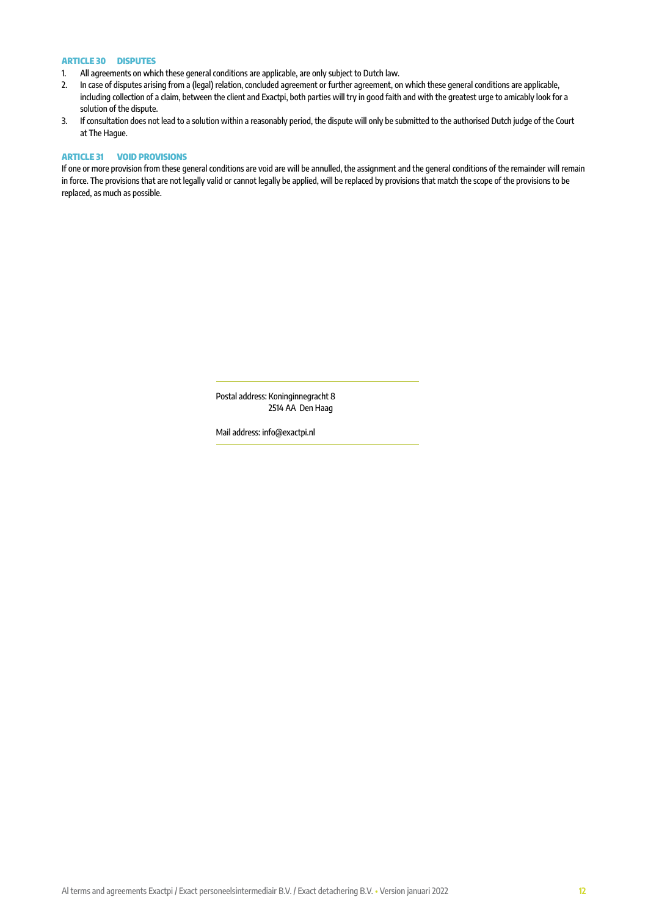### ARTICLE 30 DISPUTES

1. All agreements on which these general conditions are applicable, are only subject to Dutch law.
2. In case of disputes arising from a (legal) relation, concluded agreement or further agreement, on which these general conditions are applicable, including collection of a claim, between the client and Exactpi, both parties will try in good faith and with the greatest urge to amicably look for a solution of the dispute.
3. If consultation does not lead to a solution within a reasonably period, the dispute will only be submitted to the authorised Dutch judge of the Court at The Hague.

### ARTICLE 31 VOID PROVISIONS

If one or more provision from these general conditions are void are will be annulled, the assignment and the general conditions of the remainder will remain in force. The provisions that are not legally valid or cannot legally be applied, will be replaced by provisions that match the scope of the provisions to be replaced, as much as possible.

---

Postal address: Koninginnegracht 8
2514 AA Den Haag

Mail address: info@exactpi.nl

---